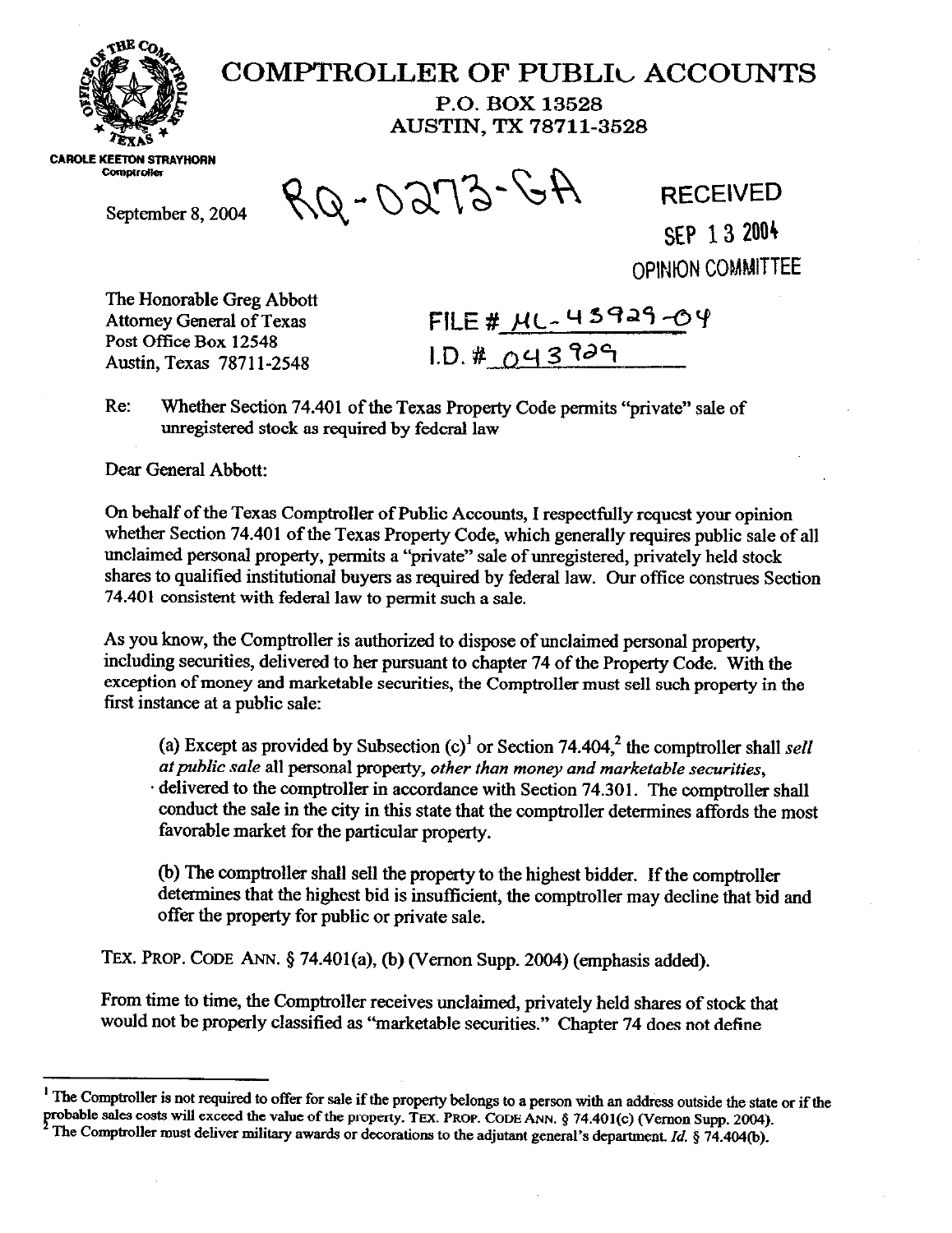# COMPTROLLER OF PUBLIC ACCOUNTS

P.O. BOX 13528
AUSTIN, TX 78711-3528

**CAROLE KEETON STRAYHORN**
Comptroller

September 8, 2004

RQ-0273-GA

RECEIVED
SEP 13 2004
OPINION COMMITTEE

The Honorable Greg Abbott
Attorney General of Texas
Post Office Box 12548
Austin, Texas 78711-2548

FILE # ML-43929-04
I.D. # 043929

Re: Whether Section 74.401 of the Texas Property Code permits "private" sale of unregistered stock as required by federal law

Dear General Abbott:

On behalf of the Texas Comptroller of Public Accounts, I respectfully request your opinion whether Section 74.401 of the Texas Property Code, which generally requires public sale of all unclaimed personal property, permits a "private" sale of unregistered, privately held stock shares to qualified institutional buyers as required by federal law. Our office construes Section 74.401 consistent with federal law to permit such a sale.

As you know, the Comptroller is authorized to dispose of unclaimed personal property, including securities, delivered to her pursuant to chapter 74 of the Property Code. With the exception of money and marketable securities, the Comptroller must sell such property in the first instance at a public sale:

> (a) Except as provided by Subsection (c)[1] or Section 74.404,[2] the comptroller shall *sell at public sale* all personal property, *other than money and marketable securities*, delivered to the comptroller in accordance with Section 74.301. The comptroller shall conduct the sale in the city in this state that the comptroller determines affords the most favorable market for the particular property.
>
> (b) The comptroller shall sell the property to the highest bidder. If the comptroller determines that the highest bid is insufficient, the comptroller may decline that bid and offer the property for public or private sale.

TEX. PROP. CODE ANN. § 74.401(a), (b) (Vernon Supp. 2004) (emphasis added).

From time to time, the Comptroller receives unclaimed, privately held shares of stock that would not be properly classified as "marketable securities." Chapter 74 does not define

---

[1] The Comptroller is not required to offer for sale if the property belongs to a person with an address outside the state or if the probable sales costs will exceed the value of the property. TEX. PROP. CODE ANN. § 74.401(c) (Vernon Supp. 2004).

[2] The Comptroller must deliver military awards or decorations to the adjutant general's department. *Id.* § 74.404(b).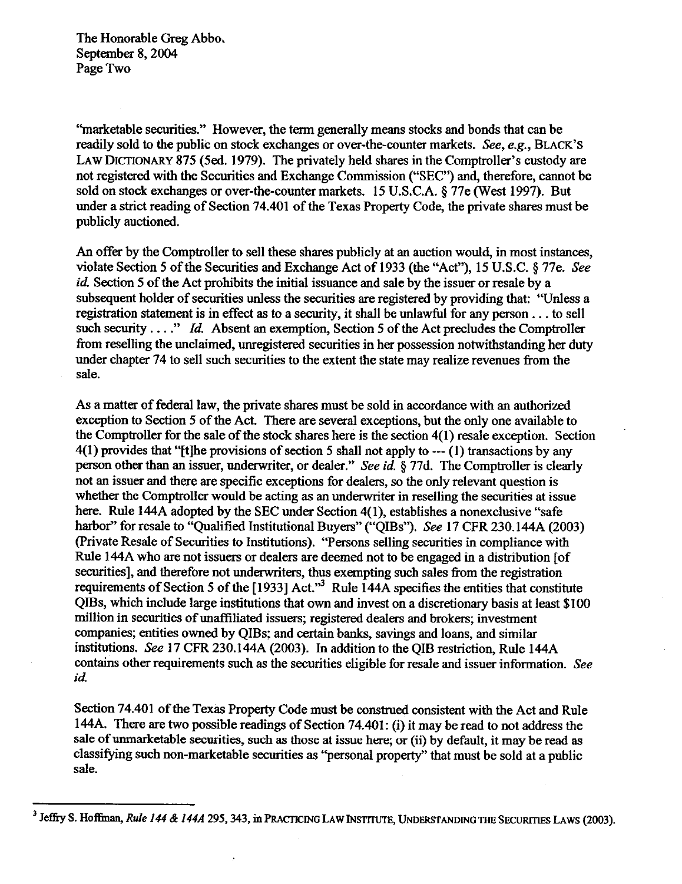"marketable securities." However, the term generally means stocks and bonds that can be readily sold to the public on stock exchanges or over-the-counter markets. *See, e.g.*, BLACK'S LAW DICTIONARY 875 (5ed. 1979). The privately held shares in the Comptroller's custody are not registered with the Securities and Exchange Commission ("SEC") and, therefore, cannot be sold on stock exchanges or over-the-counter markets. 15 U.S.C.A. § 77e (West 1997). But under a strict reading of Section 74.401 of the Texas Property Code, the private shares must be publicly auctioned.

An offer by the Comptroller to sell these shares publicly at an auction would, in most instances, violate Section 5 of the Securities and Exchange Act of 1933 (the "Act"), 15 U.S.C. § 77e. *See id.* Section 5 of the Act prohibits the initial issuance and sale by the issuer or resale by a subsequent holder of securities unless the securities are registered by providing that: "Unless a registration statement is in effect as to a security, it shall be unlawful for any person . . . to sell such security . . . ." *Id.* Absent an exemption, Section 5 of the Act precludes the Comptroller from reselling the unclaimed, unregistered securities in her possession notwithstanding her duty under chapter 74 to sell such securities to the extent the state may realize revenues from the sale.

As a matter of federal law, the private shares must be sold in accordance with an authorized exception to Section 5 of the Act. There are several exceptions, but the only one available to the Comptroller for the sale of the stock shares here is the section 4(1) resale exception. Section 4(1) provides that "[t]he provisions of section 5 shall not apply to --- (1) transactions by any person other than an issuer, underwriter, or dealer." *See id.* § 77d. The Comptroller is clearly not an issuer and there are specific exceptions for dealers, so the only relevant question is whether the Comptroller would be acting as an underwriter in reselling the securities at issue here. Rule 144A adopted by the SEC under Section 4(1), establishes a nonexclusive "safe harbor" for resale to "Qualified Institutional Buyers" ("QIBs"). *See* 17 CFR 230.144A (2003) (Private Resale of Securities to Institutions). "Persons selling securities in compliance with Rule 144A who are not issuers or dealers are deemed not to be engaged in a distribution [of securities], and therefore not underwriters, thus exempting such sales from the registration requirements of Section 5 of the [1933] Act."[3] Rule 144A specifies the entities that constitute QIBs, which include large institutions that own and invest on a discretionary basis at least $100 million in securities of unaffiliated issuers; registered dealers and brokers; investment companies; entities owned by QIBs; and certain banks, savings and loans, and similar institutions. *See* 17 CFR 230.144A (2003). In addition to the QIB restriction, Rule 144A contains other requirements such as the securities eligible for resale and issuer information. *See id.*

Section 74.401 of the Texas Property Code must be construed consistent with the Act and Rule 144A. There are two possible readings of Section 74.401: (i) it may be read to not address the sale of unmarketable securities, such as those at issue here; or (ii) by default, it may be read as classifying such non-marketable securities as "personal property" that must be sold at a public sale.

---

[3] Jeffry S. Hoffman, *Rule 144 & 144A* 295, 343, in PRACTICING LAW INSTITUTE, UNDERSTANDING THE SECURITIES LAWS (2003).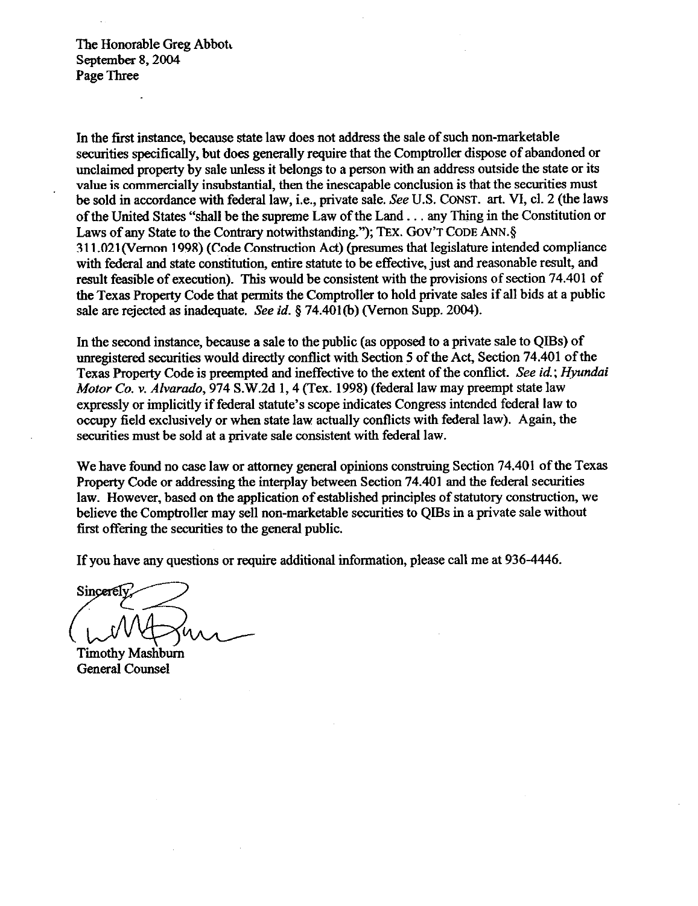The Honorable Greg Abbott
September 8, 2004
Page Three

In the first instance, because state law does not address the sale of such non-marketable securities specifically, but does generally require that the Comptroller dispose of abandoned or unclaimed property by sale unless it belongs to a person with an address outside the state or its value is commercially insubstantial, then the inescapable conclusion is that the securities must be sold in accordance with federal law, i.e., private sale. *See* U.S. CONST. art. VI, cl. 2 (the laws of the United States "shall be the supreme Law of the Land . . . any Thing in the Constitution or Laws of any State to the Contrary notwithstanding."); TEX. GOV'T CODE ANN. § 311.021(Vernon 1998) (Code Construction Act) (presumes that legislature intended compliance with federal and state constitution, entire statute to be effective, just and reasonable result, and result feasible of execution). This would be consistent with the provisions of section 74.401 of the Texas Property Code that permits the Comptroller to hold private sales if all bids at a public sale are rejected as inadequate. *See id.* § 74.401(b) (Vernon Supp. 2004).

In the second instance, because a sale to the public (as opposed to a private sale to QIBs) of unregistered securities would directly conflict with Section 5 of the Act, Section 74.401 of the Texas Property Code is preempted and ineffective to the extent of the conflict. *See id.*; *Hyundai Motor Co. v. Alvarado*, 974 S.W.2d 1, 4 (Tex. 1998) (federal law may preempt state law expressly or implicitly if federal statute's scope indicates Congress intended federal law to occupy field exclusively or when state law actually conflicts with federal law). Again, the securities must be sold at a private sale consistent with federal law.

We have found no case law or attorney general opinions construing Section 74.401 of the Texas Property Code or addressing the interplay between Section 74.401 and the federal securities law. However, based on the application of established principles of statutory construction, we believe the Comptroller may sell non-marketable securities to QIBs in a private sale without first offering the securities to the general public.

If you have any questions or require additional information, please call me at 936-4446.

Sincerely,

Timothy Mashburn
General Counsel